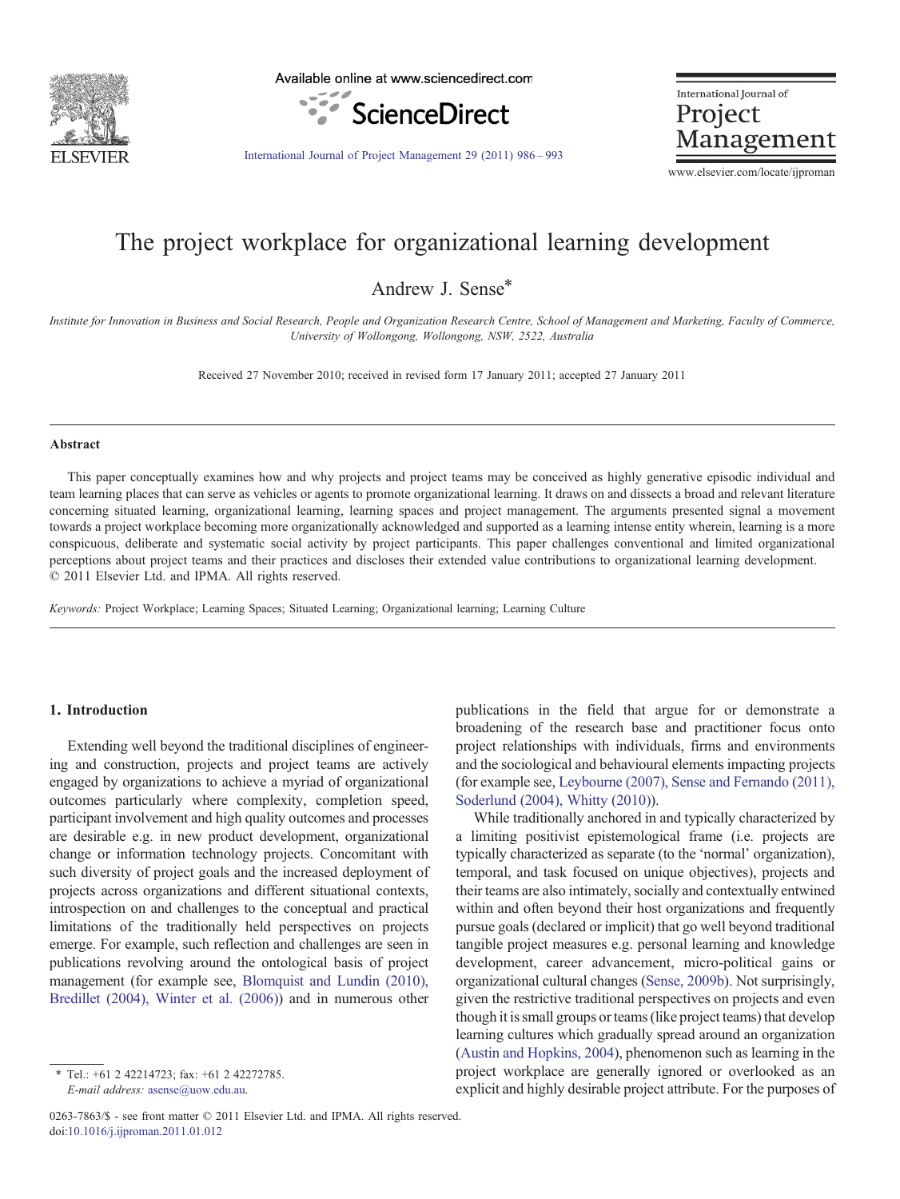# The project workplace for organizational learning development

Andrew J. Sense*

*Institute for Innovation in Business and Social Research, People and Organization Research Centre, School of Management and Marketing, Faculty of Commerce, University of Wollongong, Wollongong, NSW, 2522, Australia*

Received 27 November 2010; received in revised form 17 January 2011; accepted 27 January 2011

## Abstract

This paper conceptually examines how and why projects and project teams may be conceived as highly generative episodic individual and team learning places that can serve as vehicles or agents to promote organizational learning. It draws on and dissects a broad and relevant literature concerning situated learning, organizational learning, learning spaces and project management. The arguments presented signal a movement towards a project workplace becoming more organizationally acknowledged and supported as a learning intense entity wherein, learning is a more conspicuous, deliberate and systematic social activity by project participants. This paper challenges conventional and limited organizational perceptions about project teams and their practices and discloses their extended value contributions to organizational learning development.
© 2011 Elsevier Ltd. and IPMA. All rights reserved.

*Keywords:* Project Workplace; Learning Spaces; Situated Learning; Organizational learning; Learning Culture

## 1. Introduction

Extending well beyond the traditional disciplines of engineering and construction, projects and project teams are actively engaged by organizations to achieve a myriad of organizational outcomes particularly where complexity, completion speed, participant involvement and high quality outcomes and processes are desirable e.g. in new product development, organizational change or information technology projects. Concomitant with such diversity of project goals and the increased deployment of projects across organizations and different situational contexts, introspection on and challenges to the conceptual and practical limitations of the traditionally held perspectives on projects emerge. For example, such reflection and challenges are seen in publications revolving around the ontological basis of project management (for example see, Blomquist and Lundin (2010), Bredillet (2004), Winter et al. (2006)) and in numerous other publications in the field that argue for or demonstrate a broadening of the research base and practitioner focus onto project relationships with individuals, firms and environments and the sociological and behavioural elements impacting projects (for example see, Leybourne (2007), Sense and Fernando (2011), Soderlund (2004), Whitty (2010)).

While traditionally anchored in and typically characterized by a limiting positivist epistemological frame (i.e. projects are typically characterized as separate (to the 'normal' organization), temporal, and task focused on unique objectives), projects and their teams are also intimately, socially and contextually entwined within and often beyond their host organizations and frequently pursue goals (declared or implicit) that go well beyond traditional tangible project measures e.g. personal learning and knowledge development, career advancement, micro-political gains or organizational cultural changes (Sense, 2009b). Not surprisingly, given the restrictive traditional perspectives on projects and even though it is small groups or teams (like project teams) that develop learning cultures which gradually spread around an organization (Austin and Hopkins, 2004), phenomenon such as learning in the project workplace are generally ignored or overlooked as an explicit and highly desirable project attribute. For the purposes of

* Tel.: +61 2 42214723; fax: +61 2 42272785.
*E-mail address:* asense@uow.edu.au.

0263-7863/$ - see front matter © 2011 Elsevier Ltd. and IPMA. All rights reserved.
doi:10.1016/j.ijproman.2011.01.012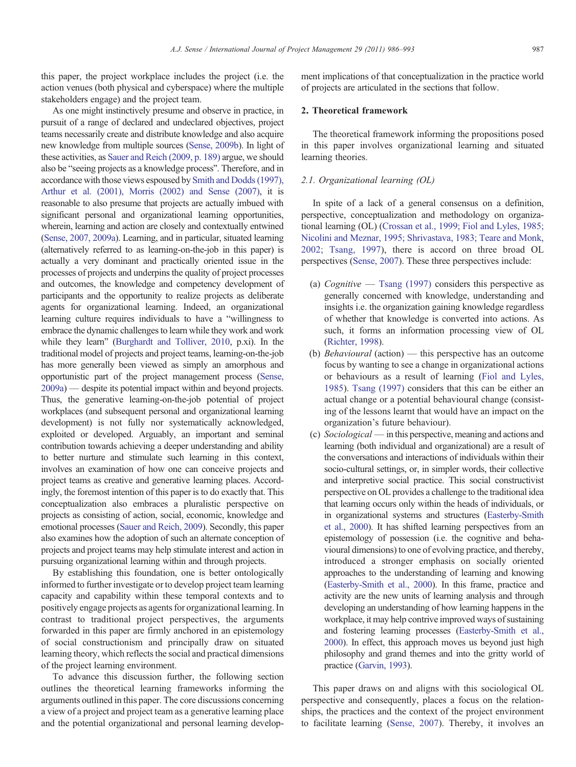this paper, the project workplace includes the project (i.e. the action venues (both physical and cyberspace) where the multiple stakeholders engage) and the project team.

As one might instinctively presume and observe in practice, in pursuit of a range of declared and undeclared objectives, project teams necessarily create and distribute knowledge and also acquire new knowledge from multiple sources (Sense, 2009b). In light of these activities, as Sauer and Reich (2009, p. 189) argue, we should also be "seeing projects as a knowledge process". Therefore, and in accordance with those views espoused by Smith and Dodds (1997), Arthur et al. (2001), Morris (2002) and Sense (2007), it is reasonable to also presume that projects are actually imbued with significant personal and organizational learning opportunities, wherein, learning and action are closely and contextually entwined (Sense, 2007, 2009a). Learning, and in particular, situated learning (alternatively referred to as learning-on-the-job in this paper) is actually a very dominant and practically oriented issue in the processes of projects and underpins the quality of project processes and outcomes, the knowledge and competency development of participants and the opportunity to realize projects as deliberate agents for organizational learning. Indeed, an organizational learning culture requires individuals to have a "willingness to embrace the dynamic challenges to learn while they work and work while they learn" (Burghardt and Tolliver, 2010, p.xi). In the traditional model of projects and project teams, learning-on-the-job has more generally been viewed as simply an amorphous and opportunistic part of the project management process (Sense, 2009a) — despite its potential impact within and beyond projects. Thus, the generative learning-on-the-job potential of project workplaces (and subsequent personal and organizational learning development) is not fully nor systematically acknowledged, exploited or developed. Arguably, an important and seminal contribution towards achieving a deeper understanding and ability to better nurture and stimulate such learning in this context, involves an examination of how one can conceive projects and project teams as creative and generative learning places. Accordingly, the foremost intention of this paper is to do exactly that. This conceptualization also embraces a pluralistic perspective on projects as consisting of action, social, economic, knowledge and emotional processes (Sauer and Reich, 2009). Secondly, this paper also examines how the adoption of such an alternate conception of projects and project teams may help stimulate interest and action in pursuing organizational learning within and through projects.

By establishing this foundation, one is better ontologically informed to further investigate or to develop project team learning capacity and capability within these temporal contexts and to positively engage projects as agents for organizational learning. In contrast to traditional project perspectives, the arguments forwarded in this paper are firmly anchored in an epistemology of social constructionism and principally draw on situated learning theory, which reflects the social and practical dimensions of the project learning environment.

To advance this discussion further, the following section outlines the theoretical learning frameworks informing the arguments outlined in this paper. The core discussions concerning a view of a project and project team as a generative learning place and the potential organizational and personal learning development implications of that conceptualization in the practice world of projects are articulated in the sections that follow.

## 2. Theoretical framework

The theoretical framework informing the propositions posed in this paper involves organizational learning and situated learning theories.

### 2.1. Organizational learning (OL)

In spite of a lack of a general consensus on a definition, perspective, conceptualization and methodology on organizational learning (OL) (Crossan et al., 1999; Fiol and Lyles, 1985; Nicolini and Meznar, 1995; Shrivastava, 1983; Teare and Monk, 2002; Tsang, 1997), there is accord on three broad OL perspectives (Sense, 2007). These three perspectives include:

(a) *Cognitive* — Tsang (1997) considers this perspective as generally concerned with knowledge, understanding and insights i.e. the organization gaining knowledge regardless of whether that knowledge is converted into actions. As such, it forms an information processing view of OL (Richter, 1998).

(b) *Behavioural* (action) — this perspective has an outcome focus by wanting to see a change in organizational actions or behaviours as a result of learning (Fiol and Lyles, 1985). Tsang (1997) considers that this can be either an actual change or a potential behavioural change (consisting of the lessons learnt that would have an impact on the organization's future behaviour).

(c) *Sociological* — in this perspective, meaning and actions and learning (both individual and organizational) are a result of the conversations and interactions of individuals within their socio-cultural settings, or, in simpler words, their collective and interpretive social practice. This social constructivist perspective on OL provides a challenge to the traditional idea that learning occurs only within the heads of individuals, or in organizational systems and structures (Easterby-Smith et al., 2000). It has shifted learning perspectives from an epistemology of possession (i.e. the cognitive and behavioural dimensions) to one of evolving practice, and thereby, introduced a stronger emphasis on socially oriented approaches to the understanding of learning and knowing (Easterby-Smith et al., 2000). In this frame, practice and activity are the new units of learning analysis and through developing an understanding of how learning happens in the workplace, it may help contrive improved ways of sustaining and fostering learning processes (Easterby-Smith et al., 2000). In effect, this approach moves us beyond just high philosophy and grand themes and into the gritty world of practice (Garvin, 1993).

This paper draws on and aligns with this sociological OL perspective and consequently, places a focus on the relationships, the practices and the context of the project environment to facilitate learning (Sense, 2007). Thereby, it involves an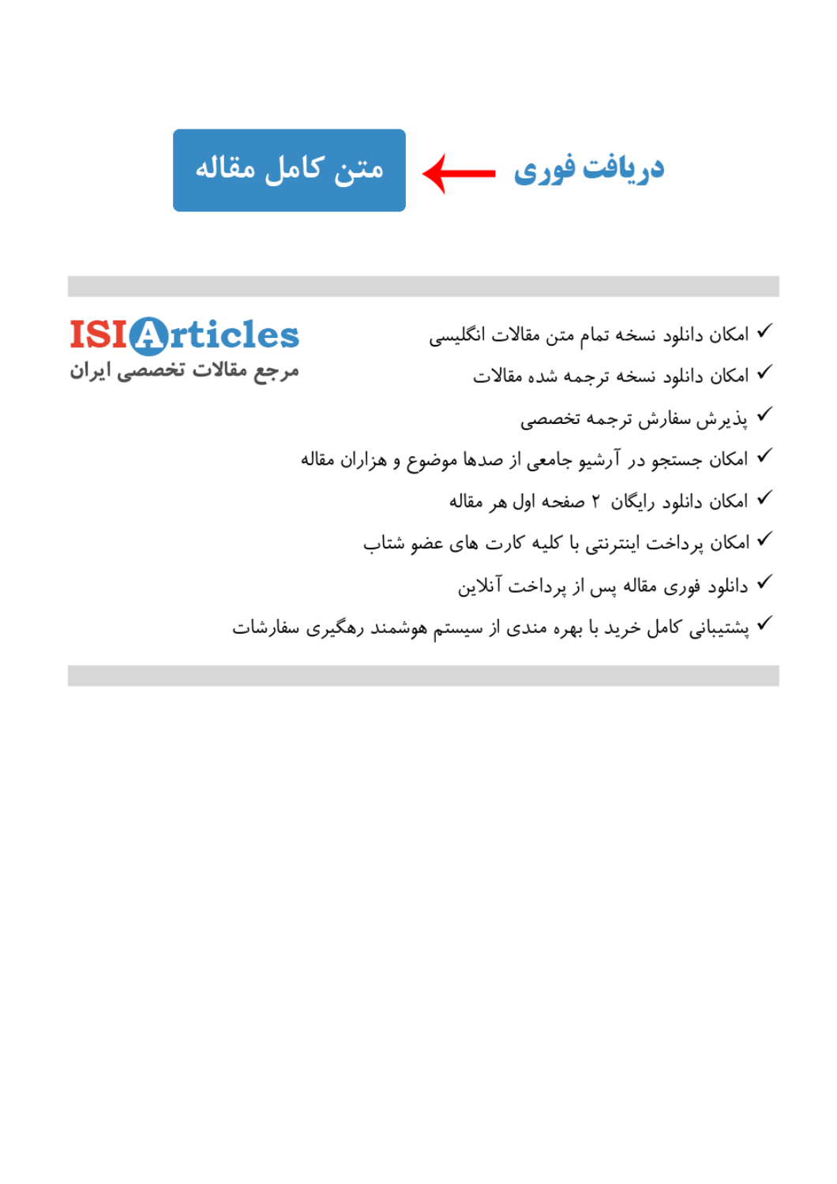دریافت فوری ← **متن کامل مقاله**

**ISIArticles**
مرجع مقالات تخصصی ایران

- ✓ امکان دانلود نسخه تمام متن مقالات انگلیسی
- ✓ امکان دانلود نسخه ترجمه شده مقالات
- ✓ پذیرش سفارش ترجمه تخصصی
- ✓ امکان جستجو در آرشیو جامعی از صدها موضوع و هزاران مقاله
- ✓ امکان دانلود رایگان ۲ صفحه اول هر مقاله
- ✓ امکان پرداخت اینترنتی با کلیه کارت های عضو شتاب
- ✓ دانلود فوری مقاله پس از پرداخت آنلاین
- ✓ پشتیبانی کامل خرید با بهره مندی از سیستم هوشمند رهگیری سفارشات